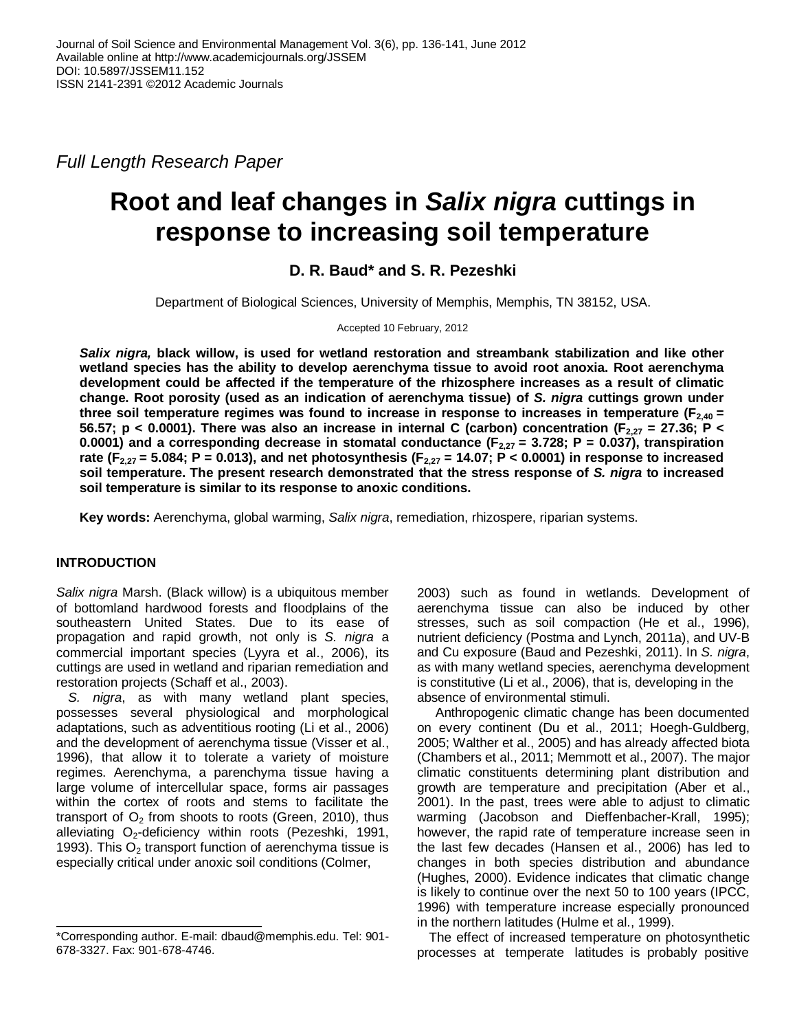Journal of Soil Science and Environmental Management Vol. 3(6), pp. 136-141, June 2012
Available online at http://www.academicjournals.org/JSSEM
DOI: 10.5897/JSSEM11.152
ISSN 2141-2391 ©2012 Academic Journals

*Full Length Research Paper*

# Root and leaf changes in *Salix nigra* cuttings in response to increasing soil temperature

**D. R. Baud\* and S. R. Pezeshki**

Department of Biological Sciences, University of Memphis, Memphis, TN 38152, USA.

Accepted 10 February, 2012

***Salix nigra*, black willow, is used for wetland restoration and streambank stabilization and like other wetland species has the ability to develop aerenchyma tissue to avoid root anoxia. Root aerenchyma development could be affected if the temperature of the rhizosphere increases as a result of climatic change. Root porosity (used as an indication of aerenchyma tissue) of *S. nigra* cuttings grown under three soil temperature regimes was found to increase in response to increases in temperature ($F_{2,40}$ = 56.57; p < 0.0001). There was also an increase in internal C (carbon) concentration ($F_{2,27}$ = 27.36; P < 0.0001) and a corresponding decrease in stomatal conductance ($F_{2,27}$ = 3.728; P = 0.037), transpiration rate ($F_{2,27}$ = 5.084; P = 0.013), and net photosynthesis ($F_{2,27}$ = 14.07; P < 0.0001) in response to increased soil temperature. The present research demonstrated that the stress response of *S. nigra* to increased soil temperature is similar to its response to anoxic conditions.**

**Key words:** Aerenchyma, global warming, *Salix nigra*, remediation, rhizospere, riparian systems.

## INTRODUCTION

*Salix nigra* Marsh. (Black willow) is a ubiquitous member of bottomland hardwood forests and floodplains of the southeastern United States. Due to its ease of propagation and rapid growth, not only is *S. nigra* a commercial important species (Lyyra et al., 2006), its cuttings are used in wetland and riparian remediation and restoration projects (Schaff et al., 2003).

*S. nigra*, as with many wetland plant species, possesses several physiological and morphological adaptations, such as adventitious rooting (Li et al., 2006) and the development of aerenchyma tissue (Visser et al., 1996), that allow it to tolerate a variety of moisture regimes. Aerenchyma, a parenchyma tissue having a large volume of intercellular space, forms air passages within the cortex of roots and stems to facilitate the transport of $O_2$ from shoots to roots (Green, 2010), thus alleviating $O_2$-deficiency within roots (Pezeshki, 1991, 1993). This $O_2$ transport function of aerenchyma tissue is especially critical under anoxic soil conditions (Colmer, 2003) such as found in wetlands. Development of aerenchyma tissue can also be induced by other stresses, such as soil compaction (He et al., 1996), nutrient deficiency (Postma and Lynch, 2011a), and UV-B and Cu exposure (Baud and Pezeshki, 2011). In *S. nigra*, as with many wetland species, aerenchyma development is constitutive (Li et al., 2006), that is, developing in the absence of environmental stimuli.

Anthropogenic climatic change has been documented on every continent (Du et al., 2011; Hoegh-Guldberg, 2005; Walther et al., 2005) and has already affected biota (Chambers et al., 2011; Memmott et al., 2007). The major climatic constituents determining plant distribution and growth are temperature and precipitation (Aber et al., 2001). In the past, trees were able to adjust to climatic warming (Jacobson and Dieffenbacher-Krall, 1995); however, the rapid rate of temperature increase seen in the last few decades (Hansen et al., 2006) has led to changes in both species distribution and abundance (Hughes, 2000). Evidence indicates that climatic change is likely to continue over the next 50 to 100 years (IPCC, 1996) with temperature increase especially pronounced in the northern latitudes (Hulme et al., 1999).

The effect of increased temperature on photosynthetic processes at temperate latitudes is probably positive

\*Corresponding author. E-mail: dbaud@memphis.edu. Tel: 901-678-3327. Fax: 901-678-4746.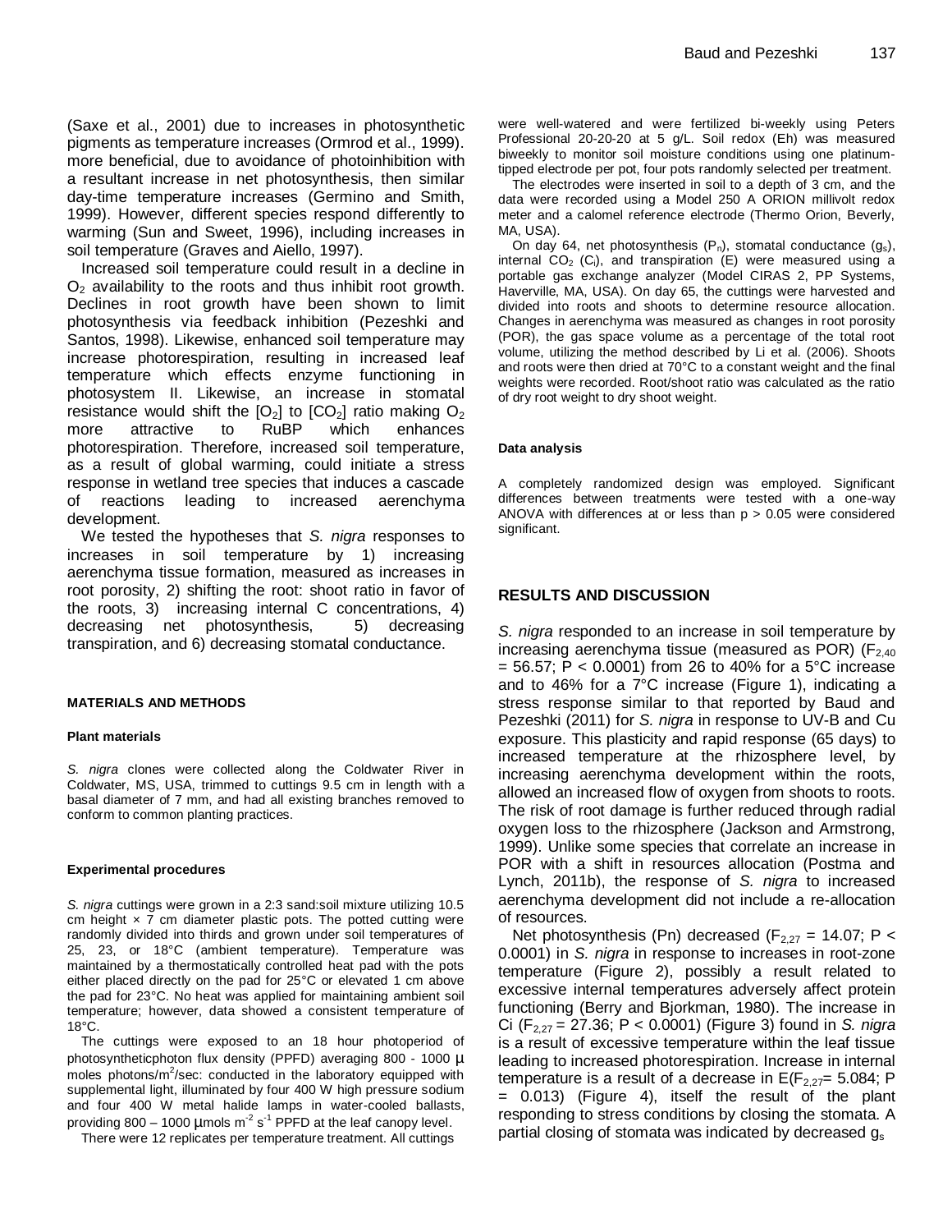(Saxe et al., 2001) due to increases in photosynthetic pigments as temperature increases (Ormrod et al., 1999). more beneficial, due to avoidance of photoinhibition with a resultant increase in net photosynthesis, then similar day-time temperature increases (Germino and Smith, 1999). However, different species respond differently to warming (Sun and Sweet, 1996), including increases in soil temperature (Graves and Aiello, 1997).

Increased soil temperature could result in a decline in $O_2$ availability to the roots and thus inhibit root growth. Declines in root growth have been shown to limit photosynthesis via feedback inhibition (Pezeshki and Santos, 1998). Likewise, enhanced soil temperature may increase photorespiration, resulting in increased leaf temperature which effects enzyme functioning in photosystem II. Likewise, an increase in stomatal resistance would shift the $[O_2]$ to $[CO_2]$ ratio making $O_2$ more attractive to RuBP which enhances photorespiration. Therefore, increased soil temperature, as a result of global warming, could initiate a stress response in wetland tree species that induces a cascade of reactions leading to increased aerenchyma development.

We tested the hypotheses that *S. nigra* responses to increases in soil temperature by 1) increasing aerenchyma tissue formation, measured as increases in root porosity, 2) shifting the root: shoot ratio in favor of the roots, 3) increasing internal C concentrations, 4) decreasing net photosynthesis, 5) decreasing transpiration, and 6) decreasing stomatal conductance.

## MATERIALS AND METHODS

### Plant materials

*S. nigra* clones were collected along the Coldwater River in Coldwater, MS, USA, trimmed to cuttings 9.5 cm in length with a basal diameter of 7 mm, and had all existing branches removed to conform to common planting practices.

### Experimental procedures

*S. nigra* cuttings were grown in a 2:3 sand:soil mixture utilizing 10.5 cm height × 7 cm diameter plastic pots. The potted cutting were randomly divided into thirds and grown under soil temperatures of 25, 23, or 18°C (ambient temperature). Temperature was maintained by a thermostatically controlled heat pad with the pots either placed directly on the pad for 25°C or elevated 1 cm above the pad for 23°C. No heat was applied for maintaining ambient soil temperature; however, data showed a consistent temperature of 18°C.

The cuttings were exposed to an 18 hour photoperiod of photosyntheticphoton flux density (PPFD) averaging 800 - 1000 µ moles photons/$m^2$/sec: conducted in the laboratory equipped with supplemental light, illuminated by four 400 W high pressure sodium and four 400 W metal halide lamps in water-cooled ballasts, providing 800 – 1000 µmols $m^{-2}$ $s^{-1}$ PPFD at the leaf canopy level.

There were 12 replicates per temperature treatment. All cuttings were well-watered and were fertilized bi-weekly using Peters Professional 20-20-20 at 5 g/L. Soil redox (Eh) was measured biweekly to monitor soil moisture conditions using one platinum-tipped electrode per pot, four pots randomly selected per treatment.

The electrodes were inserted in soil to a depth of 3 cm, and the data were recorded using a Model 250 A ORION millivolt redox meter and a calomel reference electrode (Thermo Orion, Beverly, MA, USA).

On day 64, net photosynthesis ($P_n$), stomatal conductance ($g_s$), internal $CO_2$ ($C_i$), and transpiration (E) were measured using a portable gas exchange analyzer (Model CIRAS 2, PP Systems, Haverville, MA, USA). On day 65, the cuttings were harvested and divided into roots and shoots to determine resource allocation. Changes in aerenchyma was measured as changes in root porosity (POR), the gas space volume as a percentage of the total root volume, utilizing the method described by Li et al. (2006). Shoots and roots were then dried at 70°C to a constant weight and the final weights were recorded. Root/shoot ratio was calculated as the ratio of dry root weight to dry shoot weight.

### Data analysis

A completely randomized design was employed. Significant differences between treatments were tested with a one-way ANOVA with differences at or less than $p > 0.05$ were considered significant.

## RESULTS AND DISCUSSION

*S. nigra* responded to an increase in soil temperature by increasing aerenchyma tissue (measured as POR) ($F_{2,40} = 56.57$; $P < 0.0001$) from 26 to 40% for a 5°C increase and to 46% for a 7°C increase (Figure 1), indicating a stress response similar to that reported by Baud and Pezeshki (2011) for *S. nigra* in response to UV-B and Cu exposure. This plasticity and rapid response (65 days) to increased temperature at the rhizosphere level, by increasing aerenchyma development within the roots, allowed an increased flow of oxygen from shoots to roots. The risk of root damage is further reduced through radial oxygen loss to the rhizosphere (Jackson and Armstrong, 1999). Unlike some species that correlate an increase in POR with a shift in resources allocation (Postma and Lynch, 2011b), the response of *S. nigra* to increased aerenchyma development did not include a re-allocation of resources.

Net photosynthesis (Pn) decreased ($F_{2,27} = 14.07$; $P < 0.0001$) in *S. nigra* in response to increases in root-zone temperature (Figure 2), possibly a result related to excessive internal temperatures adversely affect protein functioning (Berry and Bjorkman, 1980). The increase in Ci ($F_{2,27} = 27.36$; $P < 0.0001$) (Figure 3) found in *S. nigra* is a result of excessive temperature within the leaf tissue leading to increased photorespiration. Increase in internal temperature is a result of a decrease in E($F_{2,27} = 5.084$; $P = 0.013$) (Figure 4), itself the result of the plant responding to stress conditions by closing the stomata. A partial closing of stomata was indicated by decreased $g_s$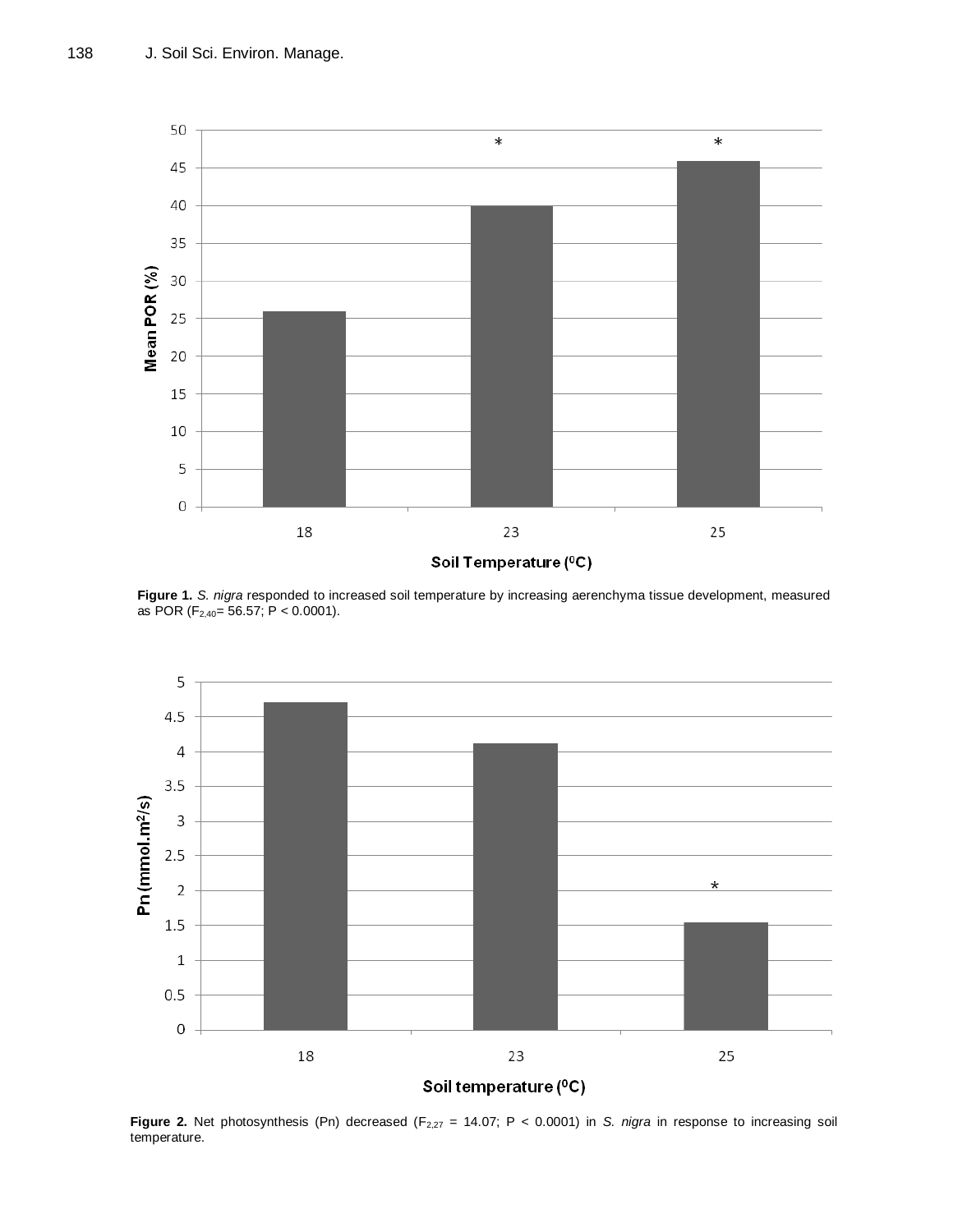**Figure 1.** *S. nigra* responded to increased soil temperature by increasing aerenchyma tissue development, measured as POR ($F_{2,40}$= 56.57; $P < 0.0001$).

**Figure 2.** Net photosynthesis (Pn) decreased ($F_{2,27}$ = 14.07; $P < 0.0001$) in *S. nigra* in response to increasing soil temperature.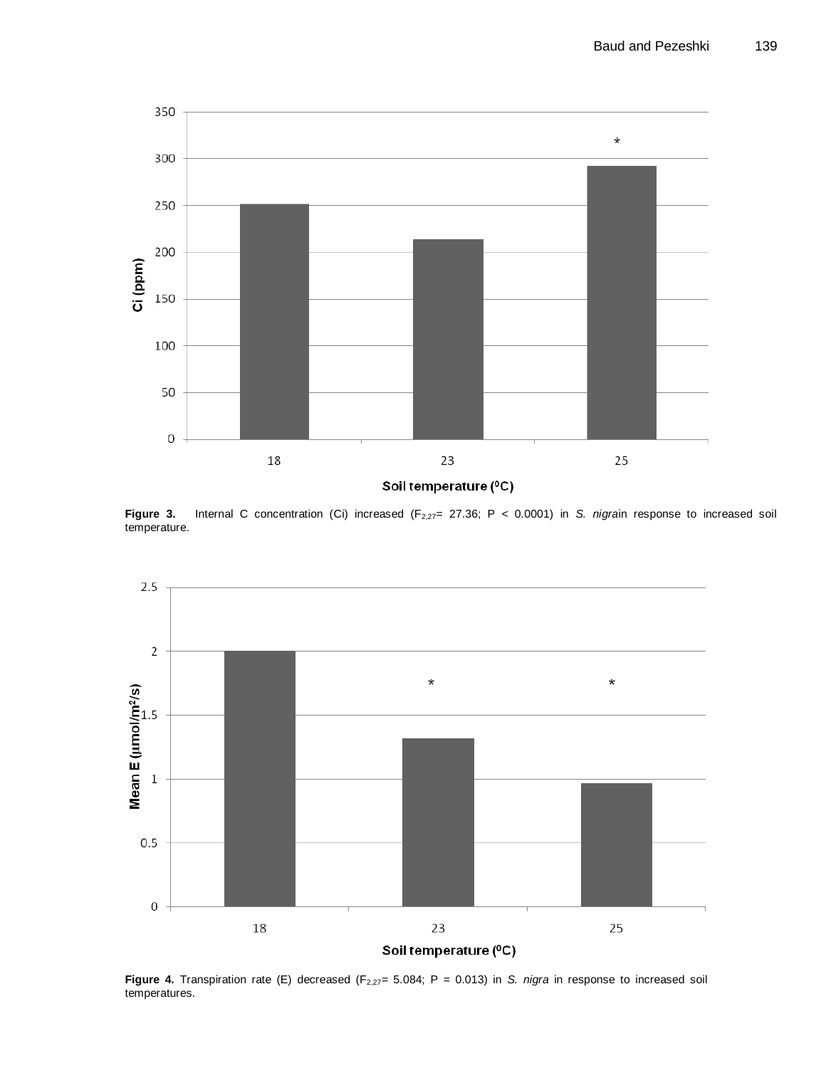**Figure 3.** Internal C concentration (Ci) increased ($F_{2,27}$= 27.36; P < 0.0001) in *S. nigra*in response to increased soil temperature.

**Figure 4.** Transpiration rate (E) decreased ($F_{2,27}$= 5.084; P = 0.013) in *S. nigra* in response to increased soil temperatures.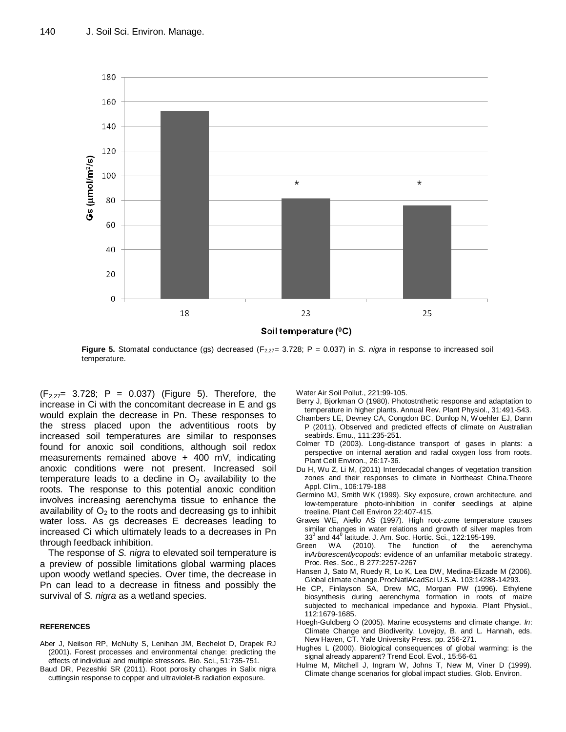**Figure 5.** Stomatal conductance (gs) decreased ($F_{2,27}$= 3.728; P = 0.037) in *S. nigra* in response to increased soil temperature.

($F_{2,27}$= 3.728; P = 0.037) (Figure 5). Therefore, the increase in Ci with the concomitant decrease in E and gs would explain the decrease in Pn. These responses to the stress placed upon the adventitious roots by increased soil temperatures are similar to responses found for anoxic soil conditions, although soil redox measurements remained above + 400 mV, indicating anoxic conditions were not present. Increased soil temperature leads to a decline in $O_2$ availability to the roots. The response to this potential anoxic condition involves increasing aerenchyma tissue to enhance the availability of $O_2$ to the roots and decreasing gs to inhibit water loss. As gs decreases E decreases leading to increased Ci which ultimately leads to a decreases in Pn through feedback inhibition.

The response of *S. nigra* to elevated soil temperature is a preview of possible limitations global warming places upon woody wetland species. Over time, the decrease in Pn can lead to a decrease in fitness and possibly the survival of *S. nigra* as a wetland species.

## REFERENCES

Aber J, Neilson RP, McNulty S, Lenihan JM, Bechelot D, Drapek RJ (2001). Forest processes and environmental change: predicting the effects of individual and multiple stressors. Bio. Sci., 51:735-751.

Baud DR, Pezeshki SR (2011). Root porosity changes in Salix nigra cuttingsin response to copper and ultraviolet-B radiation exposure. Water Air Soil Pollut., 221:99-105.

Berry J, Bjorkman O (1980). Photostnthetic response and adaptation to temperature in higher plants. Annual Rev. Plant Physiol., 31:491-543.

Chambers LE, Devney CA, Congdon BC, Dunlop N, Woehler EJ, Dann P (2011). Observed and predicted effects of climate on Australian seabirds. Emu., 111:235-251.

Colmer TD (2003). Long-distance transport of gases in plants: a perspective on internal aeration and radial oxygen loss from roots. Plant Cell Environ., 26:17-36.

Du H, Wu Z, Li M, (2011) Interdecadal changes of vegetation transition zones and their responses to climate in Northeast China.Theore Appl. Clim., 106:179-188

Germino MJ, Smith WK (1999). Sky exposure, crown architecture, and low-temperature photo-inhibition in conifer seedlings at alpine treeline. Plant Cell Environ 22:407-415.

Graves WE, Aiello AS (1997). High root-zone temperature causes similar changes in water relations and growth of silver maples from $33^0$ and $44^0$ latitude. J. Am. Soc. Hortic. Sci., 122:195-199.

Green WA (2010). The function of the aerenchyma in*Arborescentlycopods*: evidence of an unfamiliar metabolic strategy. Proc. Res. Soc., B 277:2257-2267

Hansen J, Sato M, Ruedy R, Lo K, Lea DW, Medina-Elizade M (2006). Global climate change.ProcNatlAcadSci U.S.A. 103:14288-14293.

He CP, Finlayson SA, Drew MC, Morgan PW (1996). Ethylene biosynthesis during aerenchyma formation in roots of maize subjected to mechanical impedance and hypoxia. Plant Physiol., 112:1679-1685.

Hoegh-Guldberg O (2005). Marine ecosystems and climate change. *In*: Climate Change and Biodiverity. Lovejoy, B. and L. Hannah, eds. New Haven, CT. Yale University Press. pp. 256-271.

Hughes L (2000). Biological consequences of global warming: is the signal already apparent? Trend Ecol. Evol., 15:56-61

Hulme M, Mitchell J, Ingram W, Johns T, New M, Viner D (1999). Climate change scenarios for global impact studies. Glob. Environ.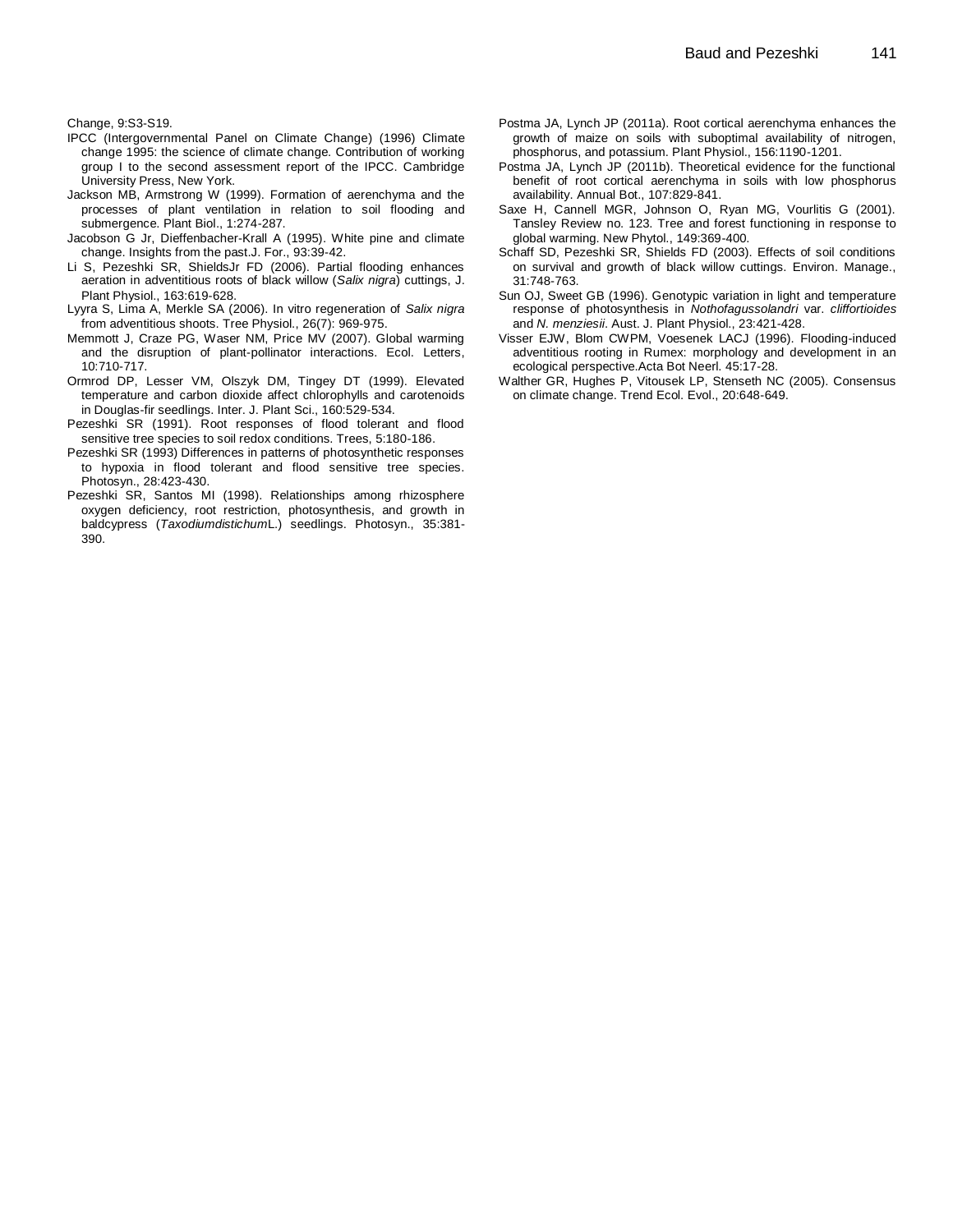Change, 9:S3-S19.

IPCC (Intergovernmental Panel on Climate Change) (1996) Climate change 1995: the science of climate change. Contribution of working group I to the second assessment report of the IPCC. Cambridge University Press, New York.

Jackson MB, Armstrong W (1999). Formation of aerenchyma and the processes of plant ventilation in relation to soil flooding and submergence. Plant Biol., 1:274-287.

Jacobson G Jr, Dieffenbacher-Krall A (1995). White pine and climate change. Insights from the past.J. For., 93:39-42.

Li S, Pezeshki SR, ShieldsJr FD (2006). Partial flooding enhances aeration in adventitious roots of black willow (*Salix nigra*) cuttings, J. Plant Physiol., 163:619-628.

Lyyra S, Lima A, Merkle SA (2006). In vitro regeneration of *Salix nigra* from adventitious shoots. Tree Physiol., 26(7): 969-975.

Memmott J, Craze PG, Waser NM, Price MV (2007). Global warming and the disruption of plant-pollinator interactions. Ecol. Letters, 10:710-717.

Ormrod DP, Lesser VM, Olszyk DM, Tingey DT (1999). Elevated temperature and carbon dioxide affect chlorophylls and carotenoids in Douglas-fir seedlings. Inter. J. Plant Sci., 160:529-534.

Pezeshki SR (1991). Root responses of flood tolerant and flood sensitive tree species to soil redox conditions. Trees, 5:180-186.

Pezeshki SR (1993) Differences in patterns of photosynthetic responses to hypoxia in flood tolerant and flood sensitive tree species. Photosyn., 28:423-430.

Pezeshki SR, Santos MI (1998). Relationships among rhizosphere oxygen deficiency, root restriction, photosynthesis, and growth in baldcypress (*Taxodiumdistichum*L.) seedlings. Photosyn., 35:381-390.

Postma JA, Lynch JP (2011a). Root cortical aerenchyma enhances the growth of maize on soils with suboptimal availability of nitrogen, phosphorus, and potassium. Plant Physiol., 156:1190-1201.

Postma JA, Lynch JP (2011b). Theoretical evidence for the functional benefit of root cortical aerenchyma in soils with low phosphorus availability. Annual Bot., 107:829-841.

Saxe H, Cannell MGR, Johnson O, Ryan MG, Vourlitis G (2001). Tansley Review no. 123. Tree and forest functioning in response to global warming. New Phytol., 149:369-400.

Schaff SD, Pezeshki SR, Shields FD (2003). Effects of soil conditions on survival and growth of black willow cuttings. Environ. Manage., 31:748-763.

Sun OJ, Sweet GB (1996). Genotypic variation in light and temperature response of photosynthesis in *Nothofagussolandri* var. *cliffortioides* and *N. menziesii*. Aust. J. Plant Physiol., 23:421-428.

Visser EJW, Blom CWPM, Voesenek LACJ (1996). Flooding-induced adventitious rooting in Rumex: morphology and development in an ecological perspective.Acta Bot Neerl. 45:17-28.

Walther GR, Hughes P, Vitousek LP, Stenseth NC (2005). Consensus on climate change. Trend Ecol. Evol., 20:648-649.